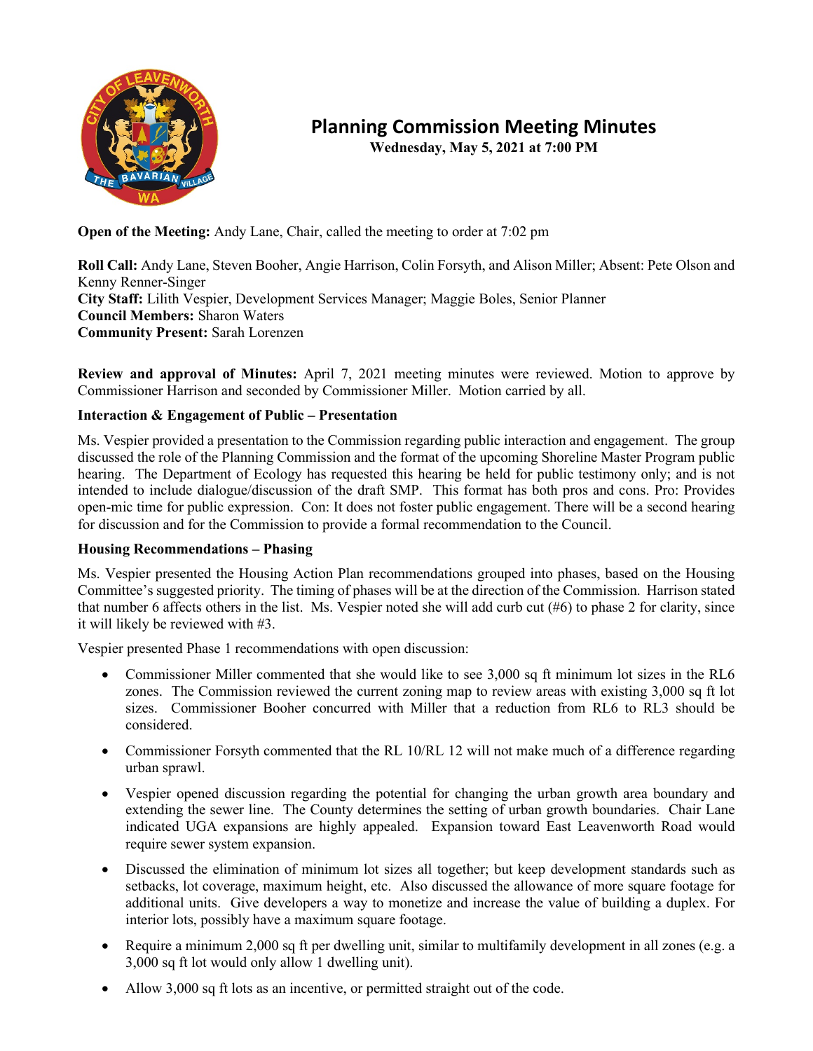# Planning Commission Meeting Minutes

**Wednesday, May 5, 2021 at 7:00 PM**

**Open of the Meeting:** Andy Lane, Chair, called the meeting to order at 7:02 pm

**Roll Call:** Andy Lane, Steven Booher, Angie Harrison, Colin Forsyth, and Alison Miller; Absent: Pete Olson and Kenny Renner-Singer
**City Staff:** Lilith Vespier, Development Services Manager; Maggie Boles, Senior Planner
**Council Members:** Sharon Waters
**Community Present:** Sarah Lorenzen

**Review and approval of Minutes:** April 7, 2021 meeting minutes were reviewed. Motion to approve by Commissioner Harrison and seconded by Commissioner Miller. Motion carried by all.

**Interaction & Engagement of Public – Presentation**

Ms. Vespier provided a presentation to the Commission regarding public interaction and engagement. The group discussed the role of the Planning Commission and the format of the upcoming Shoreline Master Program public hearing. The Department of Ecology has requested this hearing be held for public testimony only; and is not intended to include dialogue/discussion of the draft SMP. This format has both pros and cons. Pro: Provides open-mic time for public expression. Con: It does not foster public engagement. There will be a second hearing for discussion and for the Commission to provide a formal recommendation to the Council.

**Housing Recommendations – Phasing**

Ms. Vespier presented the Housing Action Plan recommendations grouped into phases, based on the Housing Committee's suggested priority. The timing of phases will be at the direction of the Commission. Harrison stated that number 6 affects others in the list. Ms. Vespier noted she will add curb cut (#6) to phase 2 for clarity, since it will likely be reviewed with #3.

Vespier presented Phase 1 recommendations with open discussion:

- Commissioner Miller commented that she would like to see 3,000 sq ft minimum lot sizes in the RL6 zones. The Commission reviewed the current zoning map to review areas with existing 3,000 sq ft lot sizes. Commissioner Booher concurred with Miller that a reduction from RL6 to RL3 should be considered.
- Commissioner Forsyth commented that the RL 10/RL 12 will not make much of a difference regarding urban sprawl.
- Vespier opened discussion regarding the potential for changing the urban growth area boundary and extending the sewer line. The County determines the setting of urban growth boundaries. Chair Lane indicated UGA expansions are highly appealed. Expansion toward East Leavenworth Road would require sewer system expansion.
- Discussed the elimination of minimum lot sizes all together; but keep development standards such as setbacks, lot coverage, maximum height, etc. Also discussed the allowance of more square footage for additional units. Give developers a way to monetize and increase the value of building a duplex. For interior lots, possibly have a maximum square footage.
- Require a minimum 2,000 sq ft per dwelling unit, similar to multifamily development in all zones (e.g. a 3,000 sq ft lot would only allow 1 dwelling unit).
- Allow 3,000 sq ft lots as an incentive, or permitted straight out of the code.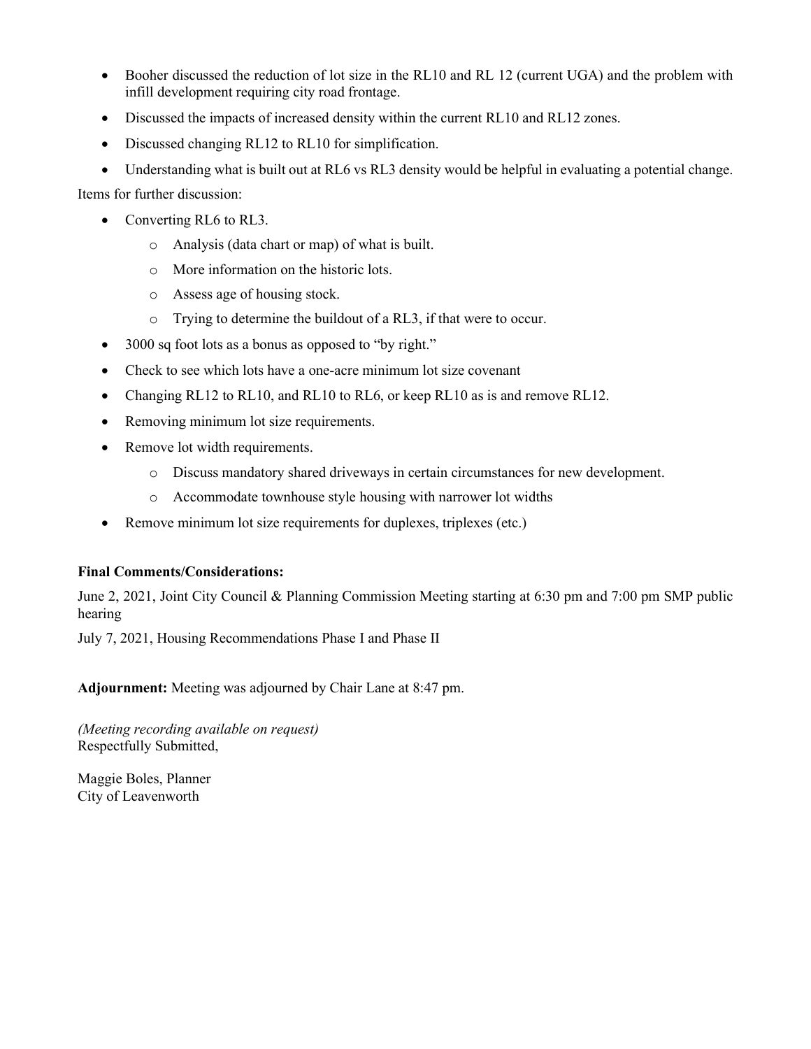- Booher discussed the reduction of lot size in the RL10 and RL 12 (current UGA) and the problem with infill development requiring city road frontage.
- Discussed the impacts of increased density within the current RL10 and RL12 zones.
- Discussed changing RL12 to RL10 for simplification.
- Understanding what is built out at RL6 vs RL3 density would be helpful in evaluating a potential change.

Items for further discussion:

- Converting RL6 to RL3.
  - Analysis (data chart or map) of what is built.
  - More information on the historic lots.
  - Assess age of housing stock.
  - Trying to determine the buildout of a RL3, if that were to occur.
- 3000 sq foot lots as a bonus as opposed to "by right."
- Check to see which lots have a one-acre minimum lot size covenant
- Changing RL12 to RL10, and RL10 to RL6, or keep RL10 as is and remove RL12.
- Removing minimum lot size requirements.
- Remove lot width requirements.
  - Discuss mandatory shared driveways in certain circumstances for new development.
  - Accommodate townhouse style housing with narrower lot widths
- Remove minimum lot size requirements for duplexes, triplexes (etc.)

**Final Comments/Considerations:**

June 2, 2021, Joint City Council & Planning Commission Meeting starting at 6:30 pm and 7:00 pm SMP public hearing

July 7, 2021, Housing Recommendations Phase I and Phase II

**Adjournment:** Meeting was adjourned by Chair Lane at 8:47 pm.

*(Meeting recording available on request)*
Respectfully Submitted,

Maggie Boles, Planner
City of Leavenworth